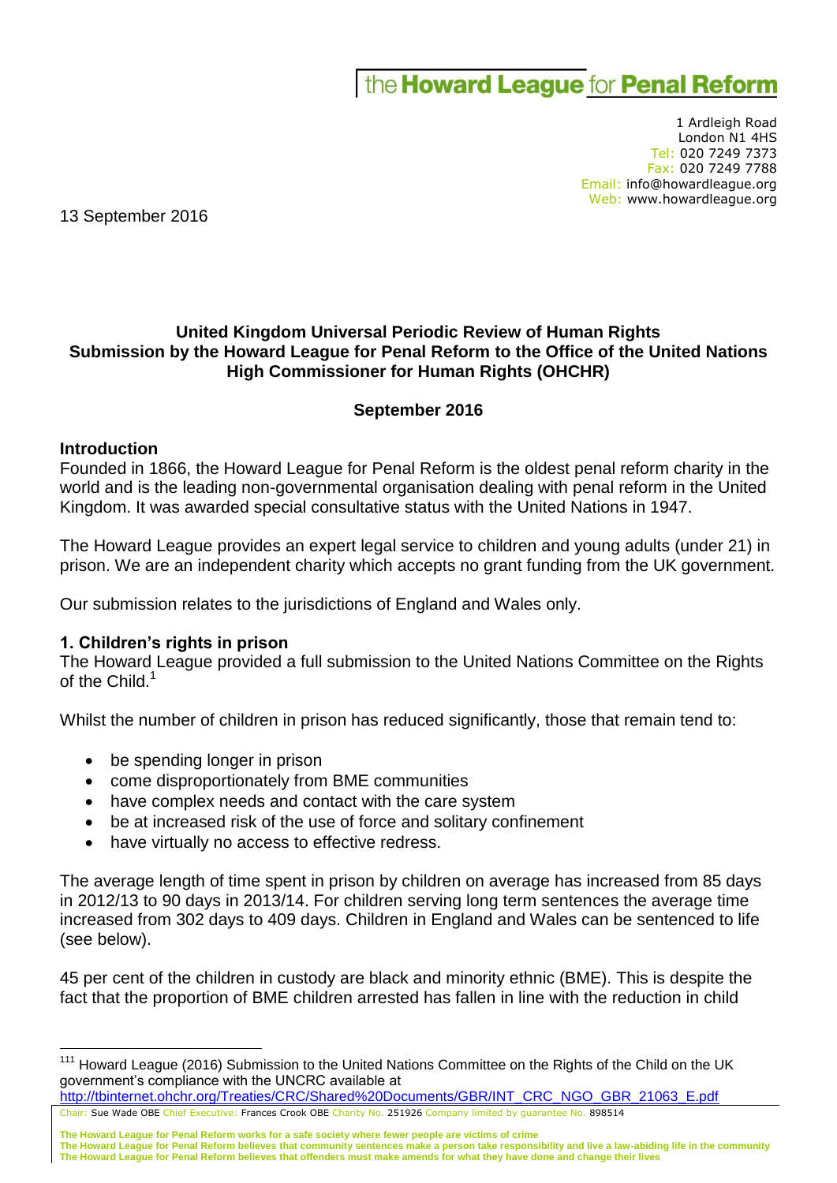the **Howard League** for **Penal Reform**

1 Ardleigh Road
London N1 4HS
Tel: 020 7249 7373
Fax: 020 7249 7788
Email: info@howardleague.org
Web: www.howardleague.org

13 September 2016

**United Kingdom Universal Periodic Review of Human Rights**
**Submission by the Howard League for Penal Reform to the Office of the United Nations High Commissioner for Human Rights (OHCHR)**

**September 2016**

## Introduction

Founded in 1866, the Howard League for Penal Reform is the oldest penal reform charity in the world and is the leading non-governmental organisation dealing with penal reform in the United Kingdom. It was awarded special consultative status with the United Nations in 1947.

The Howard League provides an expert legal service to children and young adults (under 21) in prison. We are an independent charity which accepts no grant funding from the UK government.

Our submission relates to the jurisdictions of England and Wales only.

## 1. Children's rights in prison

The Howard League provided a full submission to the United Nations Committee on the Rights of the Child.[1]

Whilst the number of children in prison has reduced significantly, those that remain tend to:

- be spending longer in prison
- come disproportionately from BME communities
- have complex needs and contact with the care system
- be at increased risk of the use of force and solitary confinement
- have virtually no access to effective redress.

The average length of time spent in prison by children on average has increased from 85 days in 2012/13 to 90 days in 2013/14. For children serving long term sentences the average time increased from 302 days to 409 days. Children in England and Wales can be sentenced to life (see below).

45 per cent of the children in custody are black and minority ethnic (BME). This is despite the fact that the proportion of BME children arrested has fallen in line with the reduction in child

[111] Howard League (2016) Submission to the United Nations Committee on the Rights of the Child on the UK government's compliance with the UNCRC available at http://tbinternet.ohchr.org/Treaties/CRC/Shared%20Documents/GBR/INT_CRC_NGO_GBR_21063_E.pdf

Chair: Sue Wade OBE Chief Executive: Frances Crook OBE Charity No. 251926 Company limited by guarantee No. 898514

The Howard League for Penal Reform works for a safe society where fewer people are victims of crime
The Howard League for Penal Reform believes that community sentences make a person take responsibility and live a law-abiding life in the community
The Howard League for Penal Reform believes that offenders must make amends for what they have done and change their lives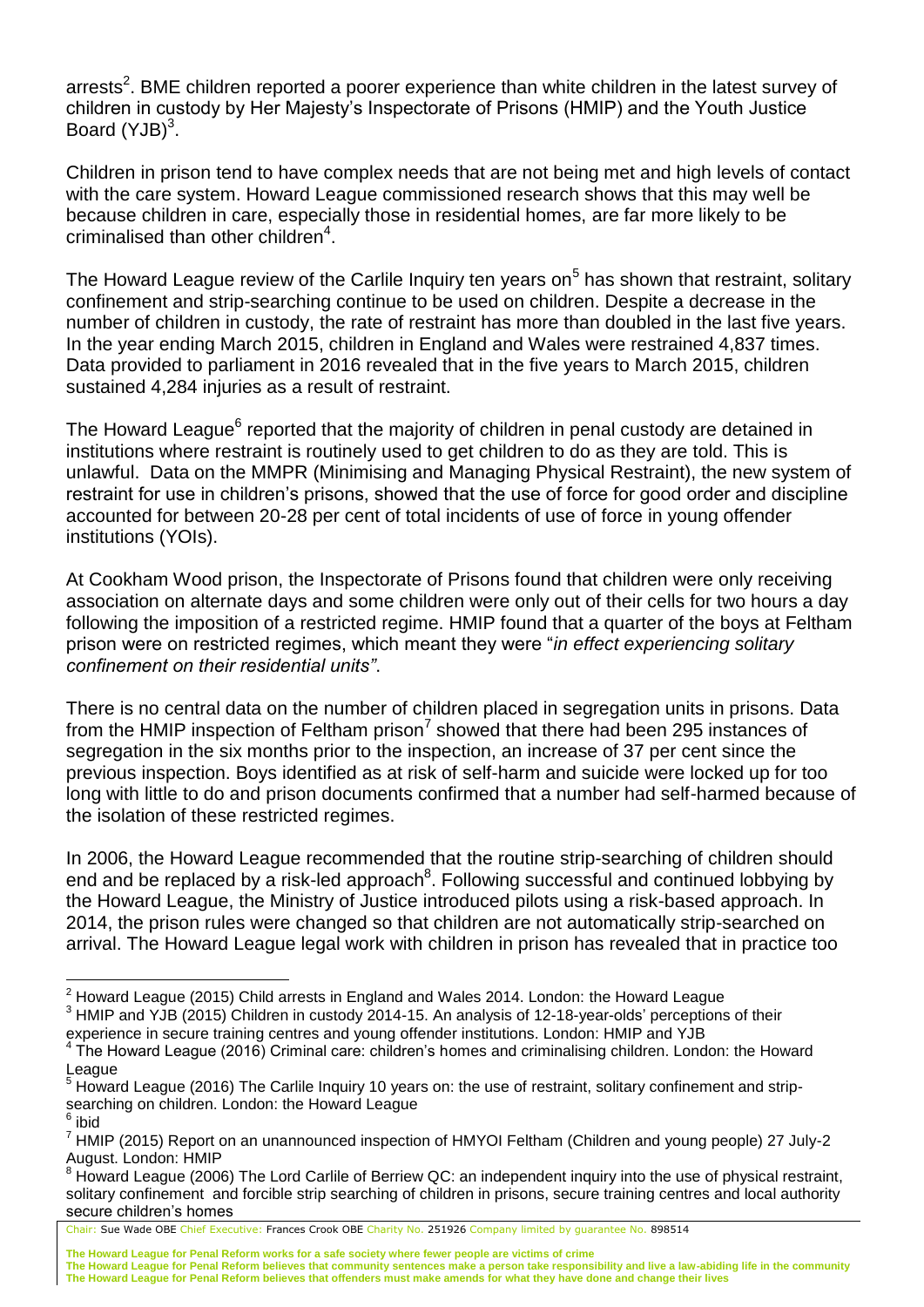arrests[2]. BME children reported a poorer experience than white children in the latest survey of children in custody by Her Majesty's Inspectorate of Prisons (HMIP) and the Youth Justice Board (YJB)[3].

Children in prison tend to have complex needs that are not being met and high levels of contact with the care system. Howard League commissioned research shows that this may well be because children in care, especially those in residential homes, are far more likely to be criminalised than other children[4].

The Howard League review of the Carlile Inquiry ten years on[5] has shown that restraint, solitary confinement and strip-searching continue to be used on children. Despite a decrease in the number of children in custody, the rate of restraint has more than doubled in the last five years. In the year ending March 2015, children in England and Wales were restrained 4,837 times. Data provided to parliament in 2016 revealed that in the five years to March 2015, children sustained 4,284 injuries as a result of restraint.

The Howard League[6] reported that the majority of children in penal custody are detained in institutions where restraint is routinely used to get children to do as they are told. This is unlawful. Data on the MMPR (Minimising and Managing Physical Restraint), the new system of restraint for use in children's prisons, showed that the use of force for good order and discipline accounted for between 20-28 per cent of total incidents of use of force in young offender institutions (YOIs).

At Cookham Wood prison, the Inspectorate of Prisons found that children were only receiving association on alternate days and some children were only out of their cells for two hours a day following the imposition of a restricted regime. HMIP found that a quarter of the boys at Feltham prison were on restricted regimes, which meant they were "*in effect experiencing solitary confinement on their residential units"*.

There is no central data on the number of children placed in segregation units in prisons. Data from the HMIP inspection of Feltham prison[7] showed that there had been 295 instances of segregation in the six months prior to the inspection, an increase of 37 per cent since the previous inspection. Boys identified as at risk of self-harm and suicide were locked up for too long with little to do and prison documents confirmed that a number had self-harmed because of the isolation of these restricted regimes.

In 2006, the Howard League recommended that the routine strip-searching of children should end and be replaced by a risk-led approach[8]. Following successful and continued lobbying by the Howard League, the Ministry of Justice introduced pilots using a risk-based approach. In 2014, the prison rules were changed so that children are not automatically strip-searched on arrival. The Howard League legal work with children in prison has revealed that in practice too

---

[2] Howard League (2015) Child arrests in England and Wales 2014. London: the Howard League

[3] HMIP and YJB (2015) Children in custody 2014-15. An analysis of 12-18-year-olds' perceptions of their experience in secure training centres and young offender institutions. London: HMIP and YJB

[4] The Howard League (2016) Criminal care: children's homes and criminalising children. London: the Howard League

[5] Howard League (2016) The Carlile Inquiry 10 years on: the use of restraint, solitary confinement and strip-searching on children. London: the Howard League

[6] ibid

[7] HMIP (2015) Report on an unannounced inspection of HMYOI Feltham (Children and young people) 27 July-2 August. London: HMIP

[8] Howard League (2006) The Lord Carlile of Berriew QC: an independent inquiry into the use of physical restraint, solitary confinement and forcible strip searching of children in prisons, secure training centres and local authority secure children's homes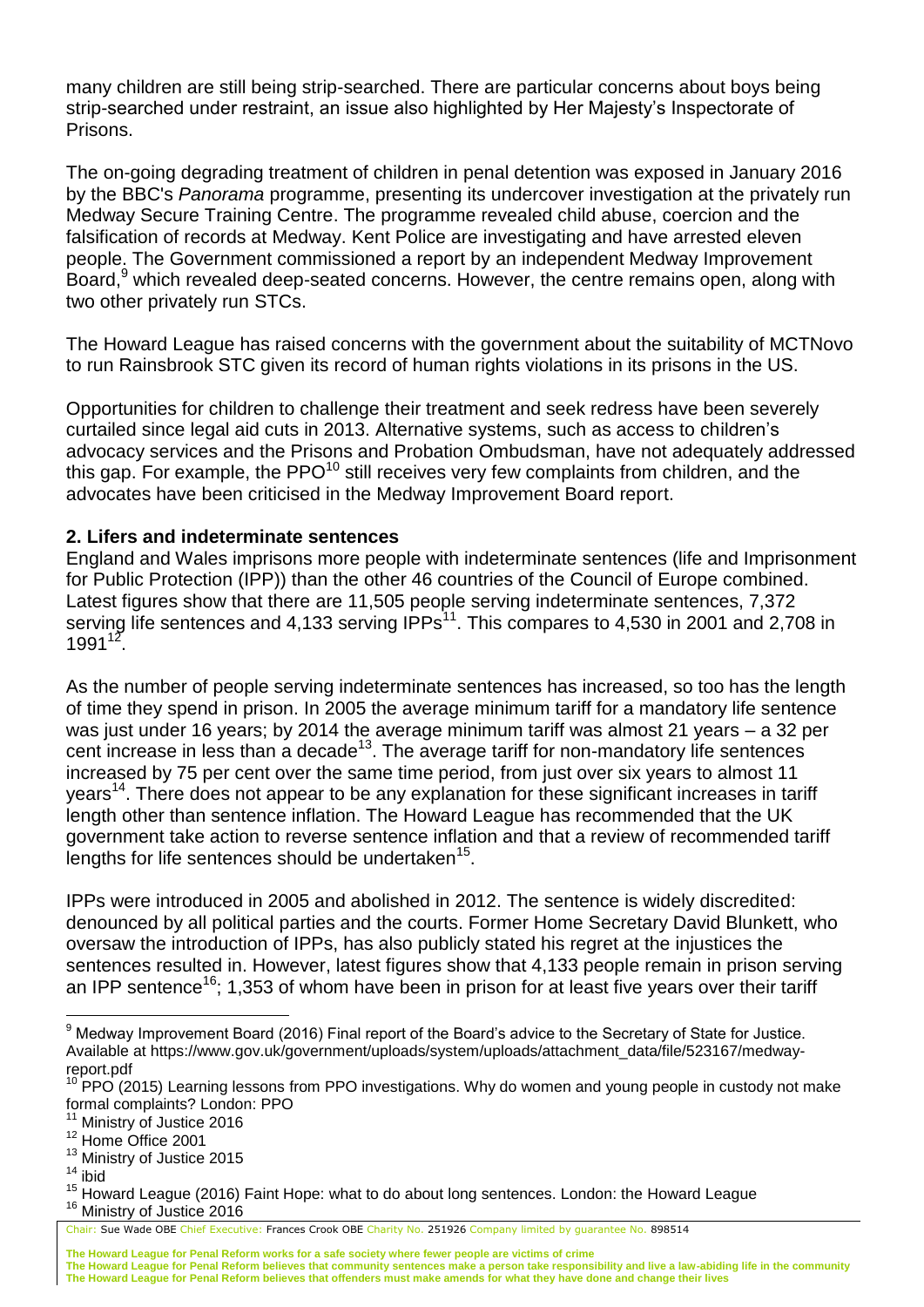many children are still being strip-searched. There are particular concerns about boys being strip-searched under restraint, an issue also highlighted by Her Majesty's Inspectorate of Prisons.

The on-going degrading treatment of children in penal detention was exposed in January 2016 by the BBC's *Panorama* programme, presenting its undercover investigation at the privately run Medway Secure Training Centre. The programme revealed child abuse, coercion and the falsification of records at Medway. Kent Police are investigating and have arrested eleven people. The Government commissioned a report by an independent Medway Improvement Board,[9] which revealed deep-seated concerns. However, the centre remains open, along with two other privately run STCs.

The Howard League has raised concerns with the government about the suitability of MCTNovo to run Rainsbrook STC given its record of human rights violations in its prisons in the US.

Opportunities for children to challenge their treatment and seek redress have been severely curtailed since legal aid cuts in 2013. Alternative systems, such as access to children's advocacy services and the Prisons and Probation Ombudsman, have not adequately addressed this gap. For example, the PPO[10] still receives very few complaints from children, and the advocates have been criticised in the Medway Improvement Board report.

**2. Lifers and indeterminate sentences**

England and Wales imprisons more people with indeterminate sentences (life and Imprisonment for Public Protection (IPP)) than the other 46 countries of the Council of Europe combined. Latest figures show that there are 11,505 people serving indeterminate sentences, 7,372 serving life sentences and 4,133 serving IPPs[11]. This compares to 4,530 in 2001 and 2,708 in 1991[12].

As the number of people serving indeterminate sentences has increased, so too has the length of time they spend in prison. In 2005 the average minimum tariff for a mandatory life sentence was just under 16 years; by 2014 the average minimum tariff was almost 21 years – a 32 per cent increase in less than a decade[13]. The average tariff for non-mandatory life sentences increased by 75 per cent over the same time period, from just over six years to almost 11 years[14]. There does not appear to be any explanation for these significant increases in tariff length other than sentence inflation. The Howard League has recommended that the UK government take action to reverse sentence inflation and that a review of recommended tariff lengths for life sentences should be undertaken[15].

IPPs were introduced in 2005 and abolished in 2012. The sentence is widely discredited: denounced by all political parties and the courts. Former Home Secretary David Blunkett, who oversaw the introduction of IPPs, has also publicly stated his regret at the injustices the sentences resulted in. However, latest figures show that 4,133 people remain in prison serving an IPP sentence[16]; 1,353 of whom have been in prison for at least five years over their tariff

---

[9] Medway Improvement Board (2016) Final report of the Board's advice to the Secretary of State for Justice. Available at https://www.gov.uk/government/uploads/system/uploads/attachment_data/file/523167/medway-report.pdf

[10] PPO (2015) Learning lessons from PPO investigations. Why do women and young people in custody not make formal complaints? London: PPO

[11] Ministry of Justice 2016

[12] Home Office 2001

[13] Ministry of Justice 2015

[14] ibid

[15] Howard League (2016) Faint Hope: what to do about long sentences. London: the Howard League

[16] Ministry of Justice 2016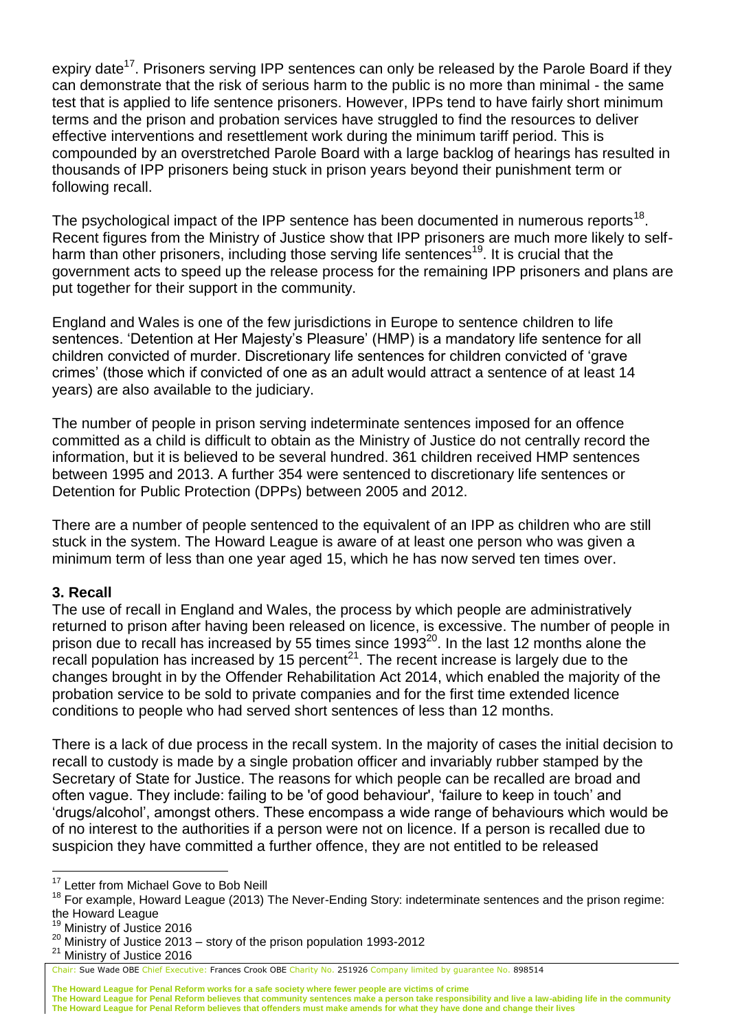expiry date[17]. Prisoners serving IPP sentences can only be released by the Parole Board if they can demonstrate that the risk of serious harm to the public is no more than minimal - the same test that is applied to life sentence prisoners. However, IPPs tend to have fairly short minimum terms and the prison and probation services have struggled to find the resources to deliver effective interventions and resettlement work during the minimum tariff period. This is compounded by an overstretched Parole Board with a large backlog of hearings has resulted in thousands of IPP prisoners being stuck in prison years beyond their punishment term or following recall.

The psychological impact of the IPP sentence has been documented in numerous reports[18]. Recent figures from the Ministry of Justice show that IPP prisoners are much more likely to self-harm than other prisoners, including those serving life sentences[19]. It is crucial that the government acts to speed up the release process for the remaining IPP prisoners and plans are put together for their support in the community.

England and Wales is one of the few jurisdictions in Europe to sentence children to life sentences. 'Detention at Her Majesty's Pleasure' (HMP) is a mandatory life sentence for all children convicted of murder. Discretionary life sentences for children convicted of 'grave crimes' (those which if convicted of one as an adult would attract a sentence of at least 14 years) are also available to the judiciary.

The number of people in prison serving indeterminate sentences imposed for an offence committed as a child is difficult to obtain as the Ministry of Justice do not centrally record the information, but it is believed to be several hundred. 361 children received HMP sentences between 1995 and 2013. A further 354 were sentenced to discretionary life sentences or Detention for Public Protection (DPPs) between 2005 and 2012.

There are a number of people sentenced to the equivalent of an IPP as children who are still stuck in the system. The Howard League is aware of at least one person who was given a minimum term of less than one year aged 15, which he has now served ten times over.

**3. Recall**

The use of recall in England and Wales, the process by which people are administratively returned to prison after having been released on licence, is excessive. The number of people in prison due to recall has increased by 55 times since 1993[20]. In the last 12 months alone the recall population has increased by 15 percent[21]. The recent increase is largely due to the changes brought in by the Offender Rehabilitation Act 2014, which enabled the majority of the probation service to be sold to private companies and for the first time extended licence conditions to people who had served short sentences of less than 12 months.

There is a lack of due process in the recall system. In the majority of cases the initial decision to recall to custody is made by a single probation officer and invariably rubber stamped by the Secretary of State for Justice. The reasons for which people can be recalled are broad and often vague. They include: failing to be 'of good behaviour', 'failure to keep in touch' and 'drugs/alcohol', amongst others. These encompass a wide range of behaviours which would be of no interest to the authorities if a person were not on licence. If a person is recalled due to suspicion they have committed a further offence, they are not entitled to be released

---

[17] Letter from Michael Gove to Bob Neill

[18] For example, Howard League (2013) The Never-Ending Story: indeterminate sentences and the prison regime: the Howard League

[19] Ministry of Justice 2016

[20] Ministry of Justice 2013 – story of the prison population 1993-2012

[21] Ministry of Justice 2016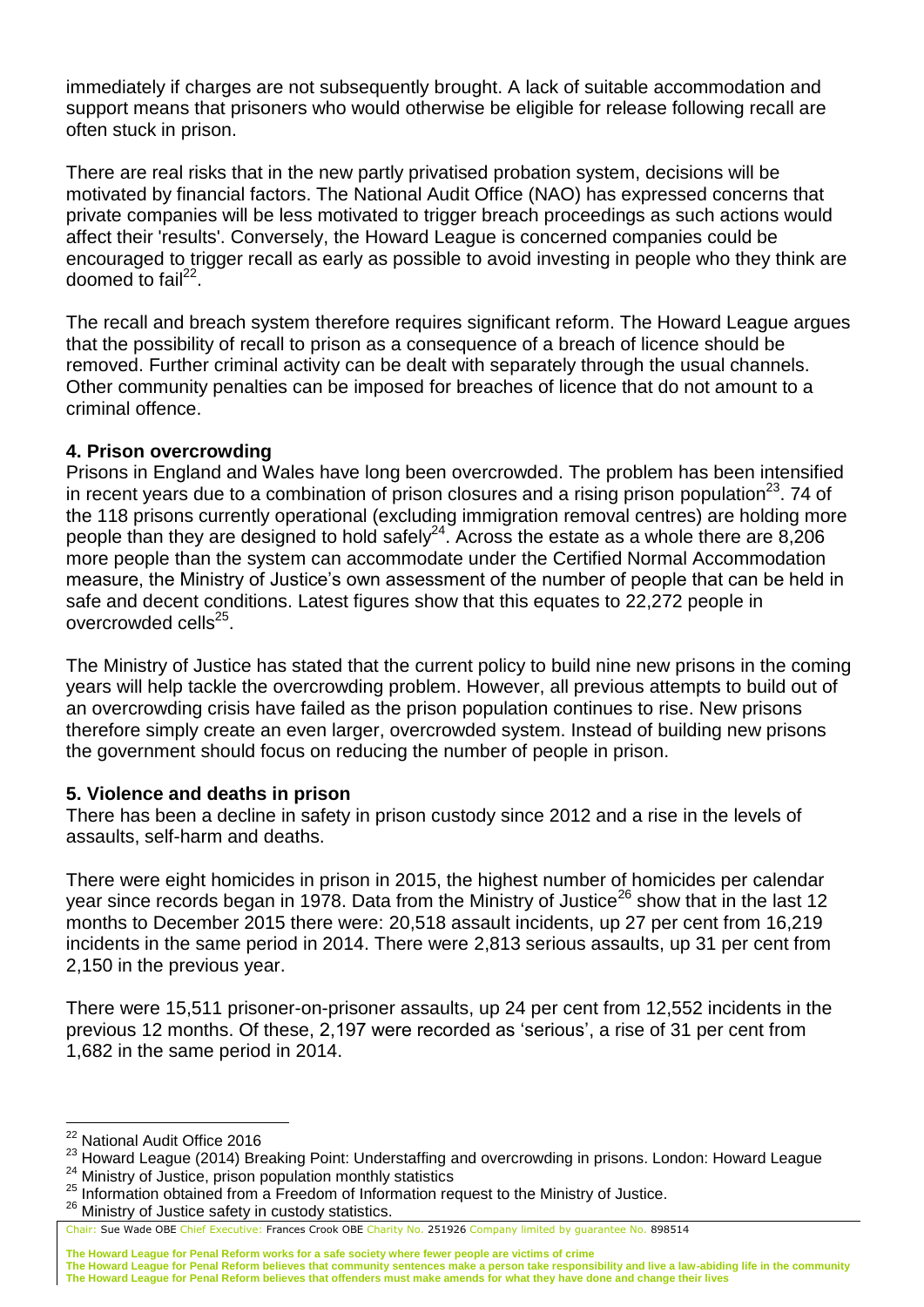immediately if charges are not subsequently brought. A lack of suitable accommodation and support means that prisoners who would otherwise be eligible for release following recall are often stuck in prison.

There are real risks that in the new partly privatised probation system, decisions will be motivated by financial factors. The National Audit Office (NAO) has expressed concerns that private companies will be less motivated to trigger breach proceedings as such actions would affect their 'results'. Conversely, the Howard League is concerned companies could be encouraged to trigger recall as early as possible to avoid investing in people who they think are doomed to fail[22].

The recall and breach system therefore requires significant reform. The Howard League argues that the possibility of recall to prison as a consequence of a breach of licence should be removed. Further criminal activity can be dealt with separately through the usual channels. Other community penalties can be imposed for breaches of licence that do not amount to a criminal offence.

**4. Prison overcrowding**

Prisons in England and Wales have long been overcrowded. The problem has been intensified in recent years due to a combination of prison closures and a rising prison population[23]. 74 of the 118 prisons currently operational (excluding immigration removal centres) are holding more people than they are designed to hold safely[24]. Across the estate as a whole there are 8,206 more people than the system can accommodate under the Certified Normal Accommodation measure, the Ministry of Justice's own assessment of the number of people that can be held in safe and decent conditions. Latest figures show that this equates to 22,272 people in overcrowded cells[25].

The Ministry of Justice has stated that the current policy to build nine new prisons in the coming years will help tackle the overcrowding problem. However, all previous attempts to build out of an overcrowding crisis have failed as the prison population continues to rise. New prisons therefore simply create an even larger, overcrowded system. Instead of building new prisons the government should focus on reducing the number of people in prison.

**5. Violence and deaths in prison**

There has been a decline in safety in prison custody since 2012 and a rise in the levels of assaults, self-harm and deaths.

There were eight homicides in prison in 2015, the highest number of homicides per calendar year since records began in 1978. Data from the Ministry of Justice[26] show that in the last 12 months to December 2015 there were: 20,518 assault incidents, up 27 per cent from 16,219 incidents in the same period in 2014. There were 2,813 serious assaults, up 31 per cent from 2,150 in the previous year.

There were 15,511 prisoner-on-prisoner assaults, up 24 per cent from 12,552 incidents in the previous 12 months. Of these, 2,197 were recorded as 'serious', a rise of 31 per cent from 1,682 in the same period in 2014.

---

[22] National Audit Office 2016

[23] Howard League (2014) Breaking Point: Understaffing and overcrowding in prisons. London: Howard League

[24] Ministry of Justice, prison population monthly statistics

[25] Information obtained from a Freedom of Information request to the Ministry of Justice.

[26] Ministry of Justice safety in custody statistics.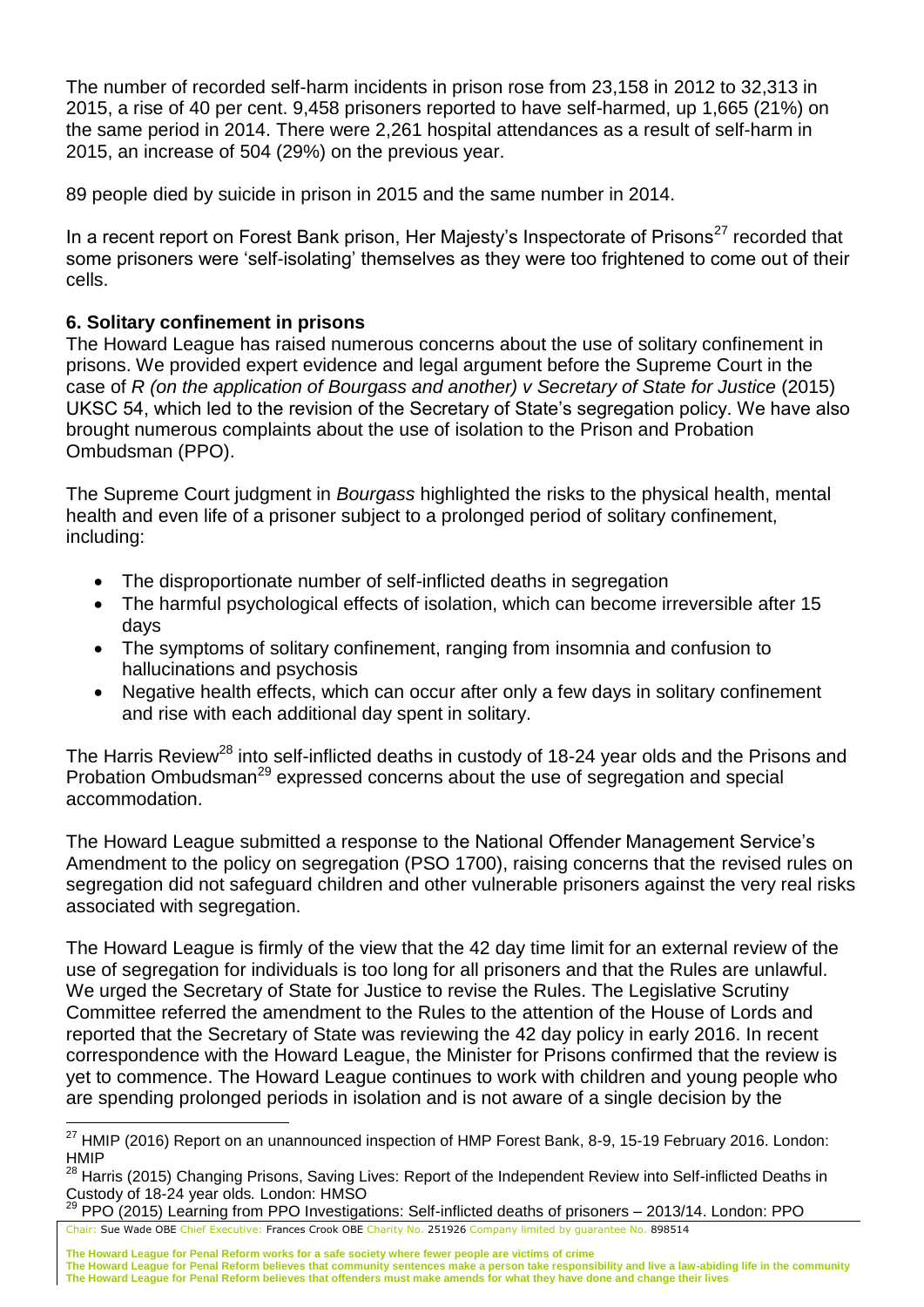The number of recorded self-harm incidents in prison rose from 23,158 in 2012 to 32,313 in 2015, a rise of 40 per cent. 9,458 prisoners reported to have self-harmed, up 1,665 (21%) on the same period in 2014. There were 2,261 hospital attendances as a result of self-harm in 2015, an increase of 504 (29%) on the previous year.

89 people died by suicide in prison in 2015 and the same number in 2014.

In a recent report on Forest Bank prison, Her Majesty's Inspectorate of Prisons[27] recorded that some prisoners were 'self-isolating' themselves as they were too frightened to come out of their cells.

**6. Solitary confinement in prisons**

The Howard League has raised numerous concerns about the use of solitary confinement in prisons. We provided expert evidence and legal argument before the Supreme Court in the case of *R (on the application of Bourgass and another) v Secretary of State for Justice* (2015) UKSC 54, which led to the revision of the Secretary of State's segregation policy. We have also brought numerous complaints about the use of isolation to the Prison and Probation Ombudsman (PPO).

The Supreme Court judgment in *Bourgass* highlighted the risks to the physical health, mental health and even life of a prisoner subject to a prolonged period of solitary confinement, including:

- The disproportionate number of self-inflicted deaths in segregation
- The harmful psychological effects of isolation, which can become irreversible after 15 days
- The symptoms of solitary confinement, ranging from insomnia and confusion to hallucinations and psychosis
- Negative health effects, which can occur after only a few days in solitary confinement and rise with each additional day spent in solitary.

The Harris Review[28] into self-inflicted deaths in custody of 18-24 year olds and the Prisons and Probation Ombudsman[29] expressed concerns about the use of segregation and special accommodation.

The Howard League submitted a response to the National Offender Management Service's Amendment to the policy on segregation (PSO 1700), raising concerns that the revised rules on segregation did not safeguard children and other vulnerable prisoners against the very real risks associated with segregation.

The Howard League is firmly of the view that the 42 day time limit for an external review of the use of segregation for individuals is too long for all prisoners and that the Rules are unlawful. We urged the Secretary of State for Justice to revise the Rules. The Legislative Scrutiny Committee referred the amendment to the Rules to the attention of the House of Lords and reported that the Secretary of State was reviewing the 42 day policy in early 2016. In recent correspondence with the Howard League, the Minister for Prisons confirmed that the review is yet to commence. The Howard League continues to work with children and young people who are spending prolonged periods in isolation and is not aware of a single decision by the

[27] HMIP (2016) Report on an unannounced inspection of HMP Forest Bank, 8-9, 15-19 February 2016. London: HMIP

[28] Harris (2015) Changing Prisons, Saving Lives: Report of the Independent Review into Self-inflicted Deaths in Custody of 18-24 year olds. London: HMSO

[29] PPO (2015) Learning from PPO Investigations: Self-inflicted deaths of prisoners – 2013/14. London: PPO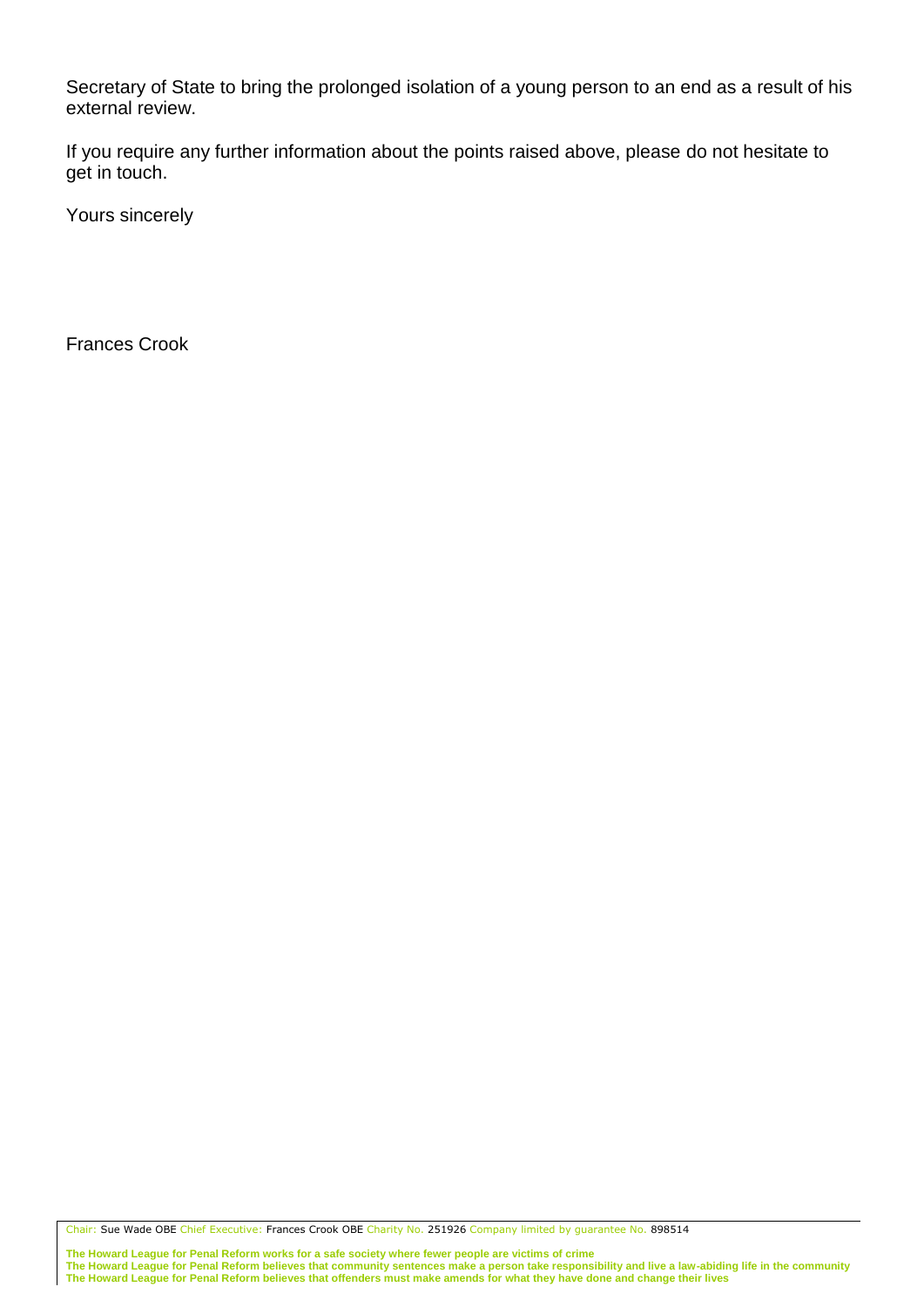Secretary of State to bring the prolonged isolation of a young person to an end as a result of his external review.

If you require any further information about the points raised above, please do not hesitate to get in touch.

Yours sincerely

Frances Crook

Chair: Sue Wade OBE Chief Executive: Frances Crook OBE Charity No. 251926 Company limited by guarantee No. 898514

**The Howard League for Penal Reform works for a safe society where fewer people are victims of crime**
**The Howard League for Penal Reform believes that community sentences make a person take responsibility and live a law-abiding life in the community**
**The Howard League for Penal Reform believes that offenders must make amends for what they have done and change their lives**